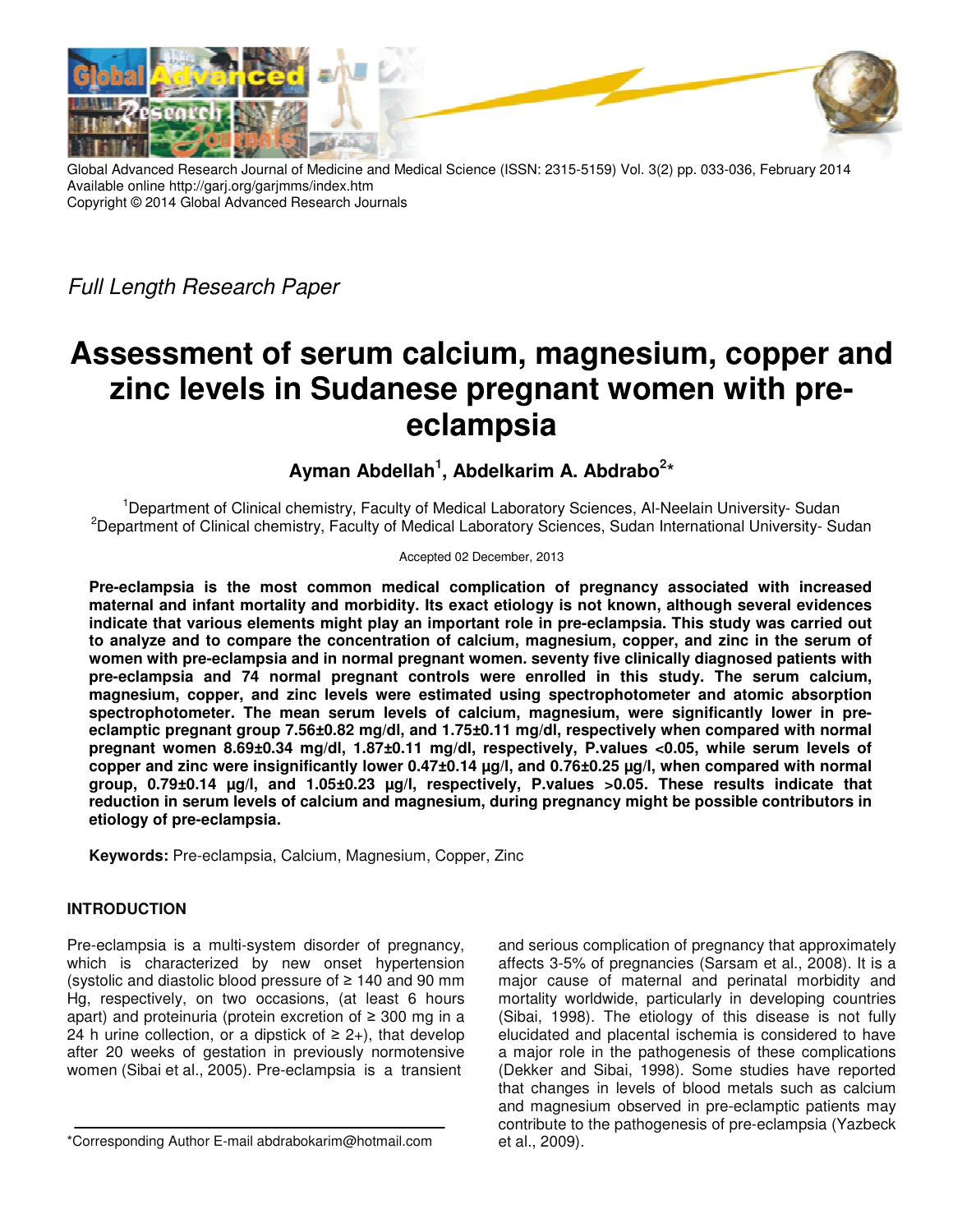Global Advanced Research Journal of Medicine and Medical Science (ISSN: 2315-5159) Vol. 3(2) pp. 033-036, February 2014
Available online http://garj.org/garjmms/index.htm
Copyright © 2014 Global Advanced Research Journals

*Full Length Research Paper*

# Assessment of serum calcium, magnesium, copper and zinc levels in Sudanese pregnant women with pre-eclampsia

**Ayman Abdellah[1], Abdelkarim A. Abdrabo[2]***

[1]Department of Clinical chemistry, Faculty of Medical Laboratory Sciences, Al-Neelain University- Sudan
[2]Department of Clinical chemistry, Faculty of Medical Laboratory Sciences, Sudan International University- Sudan

Accepted 02 December, 2013

**Pre-eclampsia is the most common medical complication of pregnancy associated with increased maternal and infant mortality and morbidity. Its exact etiology is not known, although several evidences indicate that various elements might play an important role in pre-eclampsia. This study was carried out to analyze and to compare the concentration of calcium, magnesium, copper, and zinc in the serum of women with pre-eclampsia and in normal pregnant women. seventy five clinically diagnosed patients with pre-eclampsia and 74 normal pregnant controls were enrolled in this study. The serum calcium, magnesium, copper, and zinc levels were estimated using spectrophotometer and atomic absorption spectrophotometer. The mean serum levels of calcium, magnesium, were significantly lower in pre-eclamptic pregnant group 7.56±0.82 mg/dl, and 1.75±0.11 mg/dl, respectively when compared with normal pregnant women 8.69±0.34 mg/dl, 1.87±0.11 mg/dl, respectively, P.values <0.05, while serum levels of copper and zinc were insignificantly lower 0.47±0.14 µg/l, and 0.76±0.25 µg/l, when compared with normal group, 0.79±0.14 µg/l, and 1.05±0.23 µg/l, respectively, P.values >0.05. These results indicate that reduction in serum levels of calcium and magnesium, during pregnancy might be possible contributors in etiology of pre-eclampsia.**

**Keywords:** Pre-eclampsia, Calcium, Magnesium, Copper, Zinc

## INTRODUCTION

Pre-eclampsia is a multi-system disorder of pregnancy, which is characterized by new onset hypertension (systolic and diastolic blood pressure of ≥ 140 and 90 mm Hg, respectively, on two occasions, (at least 6 hours apart) and proteinuria (protein excretion of ≥ 300 mg in a 24 h urine collection, or a dipstick of ≥ 2+), that develop after 20 weeks of gestation in previously normotensive women (Sibai et al., 2005). Pre-eclampsia is a transient and serious complication of pregnancy that approximately affects 3-5% of pregnancies (Sarsam et al., 2008). It is a major cause of maternal and perinatal morbidity and mortality worldwide, particularly in developing countries (Sibai, 1998). The etiology of this disease is not fully elucidated and placental ischemia is considered to have a major role in the pathogenesis of these complications (Dekker and Sibai, 1998). Some studies have reported that changes in levels of blood metals such as calcium and magnesium observed in pre-eclamptic patients may contribute to the pathogenesis of pre-eclampsia (Yazbeck et al., 2009).

*Corresponding Author E-mail abdrabokarim@hotmail.com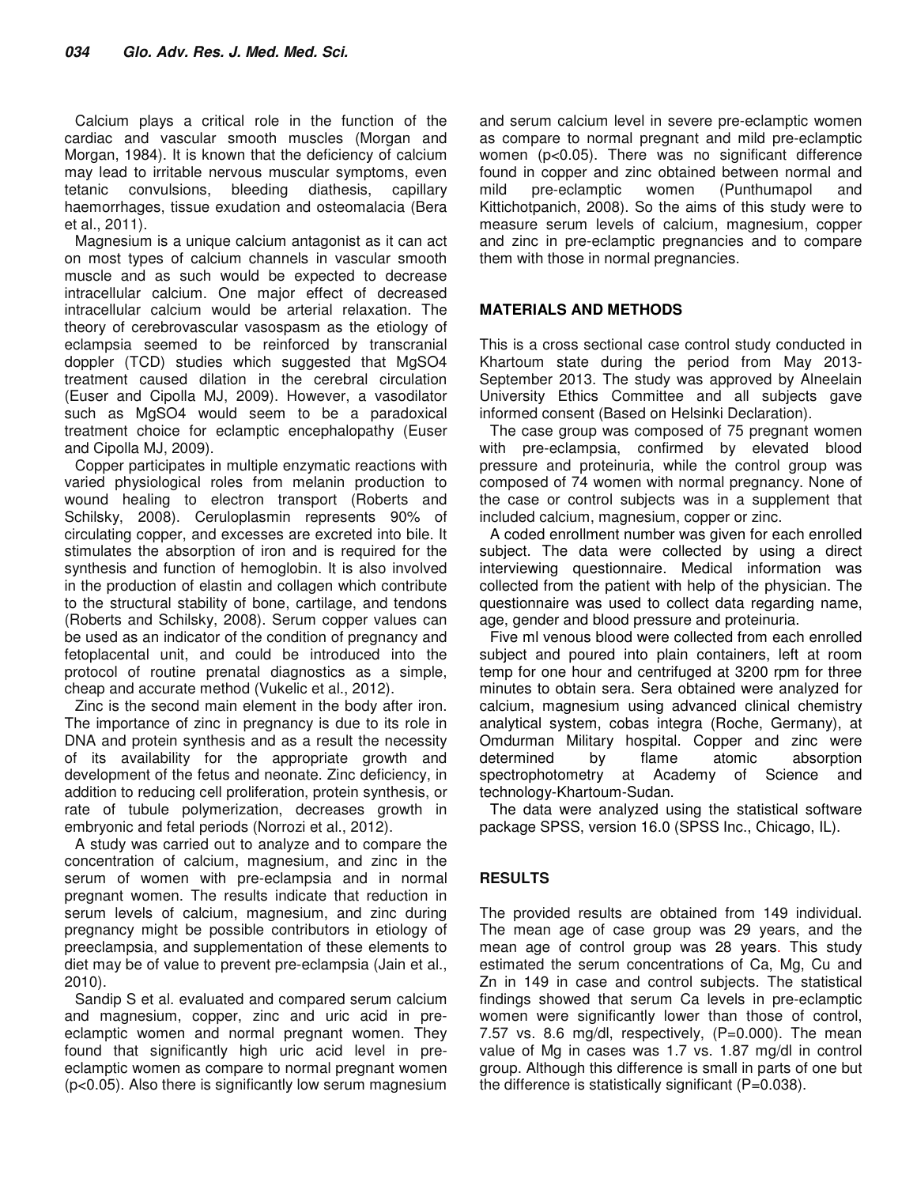Calcium plays a critical role in the function of the cardiac and vascular smooth muscles (Morgan and Morgan, 1984). It is known that the deficiency of calcium may lead to irritable nervous muscular symptoms, even tetanic convulsions, bleeding diathesis, capillary haemorrhages, tissue exudation and osteomalacia (Bera et al., 2011).

Magnesium is a unique calcium antagonist as it can act on most types of calcium channels in vascular smooth muscle and as such would be expected to decrease intracellular calcium. One major effect of decreased intracellular calcium would be arterial relaxation. The theory of cerebrovascular vasospasm as the etiology of eclampsia seemed to be reinforced by transcranial doppler (TCD) studies which suggested that $MgSO_4$ treatment caused dilation in the cerebral circulation (Euser and Cipolla MJ, 2009). However, a vasodilator such as $MgSO_4$ would seem to be a paradoxical treatment choice for eclamptic encephalopathy (Euser and Cipolla MJ, 2009).

Copper participates in multiple enzymatic reactions with varied physiological roles from melanin production to wound healing to electron transport (Roberts and Schilsky, 2008). Ceruloplasmin represents 90% of circulating copper, and excesses are excreted into bile. It stimulates the absorption of iron and is required for the synthesis and function of hemoglobin. It is also involved in the production of elastin and collagen which contribute to the structural stability of bone, cartilage, and tendons (Roberts and Schilsky, 2008). Serum copper values can be used as an indicator of the condition of pregnancy and fetoplacental unit, and could be introduced into the protocol of routine prenatal diagnostics as a simple, cheap and accurate method (Vukelic et al., 2012).

Zinc is the second main element in the body after iron. The importance of zinc in pregnancy is due to its role in DNA and protein synthesis and as a result the necessity of its availability for the appropriate growth and development of the fetus and neonate. Zinc deficiency, in addition to reducing cell proliferation, protein synthesis, or rate of tubule polymerization, decreases growth in embryonic and fetal periods (Norrozi et al., 2012).

A study was carried out to analyze and to compare the concentration of calcium, magnesium, and zinc in the serum of women with pre-eclampsia and in normal pregnant women. The results indicate that reduction in serum levels of calcium, magnesium, and zinc during pregnancy might be possible contributors in etiology of preeclampsia, and supplementation of these elements to diet may be of value to prevent pre-eclampsia (Jain et al., 2010).

Sandip S et al. evaluated and compared serum calcium and magnesium, copper, zinc and uric acid in pre-eclamptic women and normal pregnant women. They found that significantly high uric acid level in pre-eclamptic women as compare to normal pregnant women ($p<0.05$). Also there is significantly low serum magnesium and serum calcium level in severe pre-eclamptic women as compare to normal pregnant and mild pre-eclamptic women ($p<0.05$). There was no significant difference found in copper and zinc obtained between normal and mild pre-eclamptic women (Punthumapol and Kittichotpanich, 2008). So the aims of this study were to measure serum levels of calcium, magnesium, copper and zinc in pre-eclamptic pregnancies and to compare them with those in normal pregnancies.

## MATERIALS AND METHODS

This is a cross sectional case control study conducted in Khartoum state during the period from May 2013-September 2013. The study was approved by Alneelain University Ethics Committee and all subjects gave informed consent (Based on Helsinki Declaration).

The case group was composed of 75 pregnant women with pre-eclampsia, confirmed by elevated blood pressure and proteinuria, while the control group was composed of 74 women with normal pregnancy. None of the case or control subjects was in a supplement that included calcium, magnesium, copper or zinc.

A coded enrollment number was given for each enrolled subject. The data were collected by using a direct interviewing questionnaire. Medical information was collected from the patient with help of the physician. The questionnaire was used to collect data regarding name, age, gender and blood pressure and proteinuria.

Five ml venous blood were collected from each enrolled subject and poured into plain containers, left at room temp for one hour and centrifuged at 3200 rpm for three minutes to obtain sera. Sera obtained were analyzed for calcium, magnesium using advanced clinical chemistry analytical system, cobas integra (Roche, Germany), at Omdurman Military hospital. Copper and zinc were determined by flame atomic absorption spectrophotometry at Academy of Science and technology-Khartoum-Sudan.

The data were analyzed using the statistical software package SPSS, version 16.0 (SPSS Inc., Chicago, IL).

## RESULTS

The provided results are obtained from 149 individual. The mean age of case group was 29 years, and the mean age of control group was 28 years. This study estimated the serum concentrations of Ca, Mg, Cu and Zn in 149 in case and control subjects. The statistical findings showed that serum Ca levels in pre-eclamptic women were significantly lower than those of control, 7.57 vs. 8.6 mg/dl, respectively, ($P=0.000$). The mean value of Mg in cases was 1.7 vs. 1.87 mg/dl in control group. Although this difference is small in parts of one but the difference is statistically significant ($P=0.038$).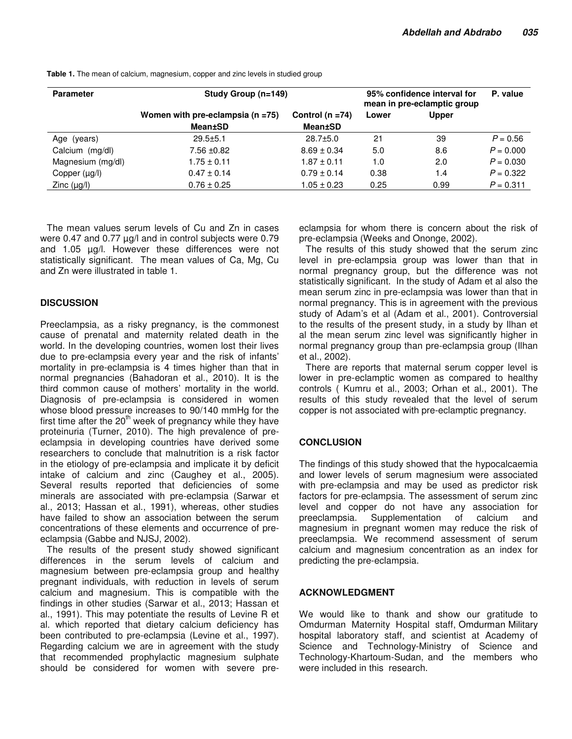**Table 1.** The mean of calcium, magnesium, copper and zinc levels in studied group

| Parameter | Study Group (n=149) | | 95% confidence interval for mean in pre-eclamptic group | | P. value |
|---|---|---|---|---|---|
| | Women with pre-eclampsia (n =75) Mean±SD | Control (n =74) Mean±SD | Lower | Upper | |
| Age (years) | 29.5±5.1 | 28.7±5.0 | 21 | 39 | $P = 0.56$ |
| Calcium (mg/dl) | 7.56 ±0.82 | 8.69 ± 0.34 | 5.0 | 8.6 | $P = 0.000$ |
| Magnesium (mg/dl) | 1.75 ± 0.11 | 1.87 ± 0.11 | 1.0 | 2.0 | $P = 0.030$ |
| Copper (µg/l) | 0.47 ± 0.14 | 0.79 ± 0.14 | 0.38 | 1.4 | $P = 0.322$ |
| Zinc (µg/l) | 0.76 ± 0.25 | 1.05 ± 0.23 | 0.25 | 0.99 | $P = 0.311$ |

The mean values serum levels of Cu and Zn in cases were 0.47 and 0.77 µg/l and in control subjects were 0.79 and 1.05 µg/l. However these differences were not statistically significant. The mean values of Ca, Mg, Cu and Zn were illustrated in table 1.

## DISCUSSION

Preeclampsia, as a risky pregnancy, is the commonest cause of prenatal and maternity related death in the world. In the developing countries, women lost their lives due to pre-eclampsia every year and the risk of infants' mortality in pre-eclampsia is 4 times higher than that in normal pregnancies (Bahadoran et al., 2010). It is the third common cause of mothers' mortality in the world. Diagnosis of pre-eclampsia is considered in women whose blood pressure increases to 90/140 mmHg for the first time after the 20th week of pregnancy while they have proteinuria (Turner, 2010). The high prevalence of pre-eclampsia in developing countries have derived some researchers to conclude that malnutrition is a risk factor in the etiology of pre-eclampsia and implicate it by deficit intake of calcium and zinc (Caughey et al., 2005). Several results reported that deficiencies of some minerals are associated with pre-eclampsia (Sarwar et al., 2013; Hassan et al., 1991), whereas, other studies have failed to show an association between the serum concentrations of these elements and occurrence of pre-eclampsia (Gabbe and NJSJ, 2002).

The results of the present study showed significant differences in the serum levels of calcium and magnesium between pre-eclampsia group and healthy pregnant individuals, with reduction in levels of serum calcium and magnesium. This is compatible with the findings in other studies (Sarwar et al., 2013; Hassan et al., 1991). This may potentiate the results of Levine R et al. which reported that dietary calcium deficiency has been contributed to pre-eclampsia (Levine et al., 1997). Regarding calcium we are in agreement with the study that recommended prophylactic magnesium sulphate should be considered for women with severe pre-eclampsia for whom there is concern about the risk of pre-eclampsia (Weeks and Ononge, 2002).

The results of this study showed that the serum zinc level in pre-eclampsia group was lower than that in normal pregnancy group, but the difference was not statistically significant. In the study of Adam et al also the mean serum zinc in pre-eclampsia was lower than that in normal pregnancy. This is in agreement with the previous study of Adam's et al (Adam et al., 2001). Controversial to the results of the present study, in a study by Ilhan et al the mean serum zinc level was significantly higher in normal pregnancy group than pre-eclampsia group (Ilhan et al., 2002).

There are reports that maternal serum copper level is lower in pre-eclamptic women as compared to healthy controls ( Kumru et al., 2003; Orhan et al., 2001). The results of this study revealed that the level of serum copper is not associated with pre-eclamptic pregnancy.

## CONCLUSION

The findings of this study showed that the hypocalcaemia and lower levels of serum magnesium were associated with pre-eclampsia and may be used as predictor risk factors for pre-eclampsia. The assessment of serum zinc level and copper do not have any association for preeclampsia. Supplementation of calcium and magnesium in pregnant women may reduce the risk of preeclampsia. We recommend assessment of serum calcium and magnesium concentration as an index for predicting the pre-eclampsia.

## ACKNOWLEDGMENT

We would like to thank and show our gratitude to Omdurman Maternity Hospital staff, Omdurman Military hospital laboratory staff, and scientist at Academy of Science and Technology-Ministry of Science and Technology-Khartoum-Sudan, and the members who were included in this research.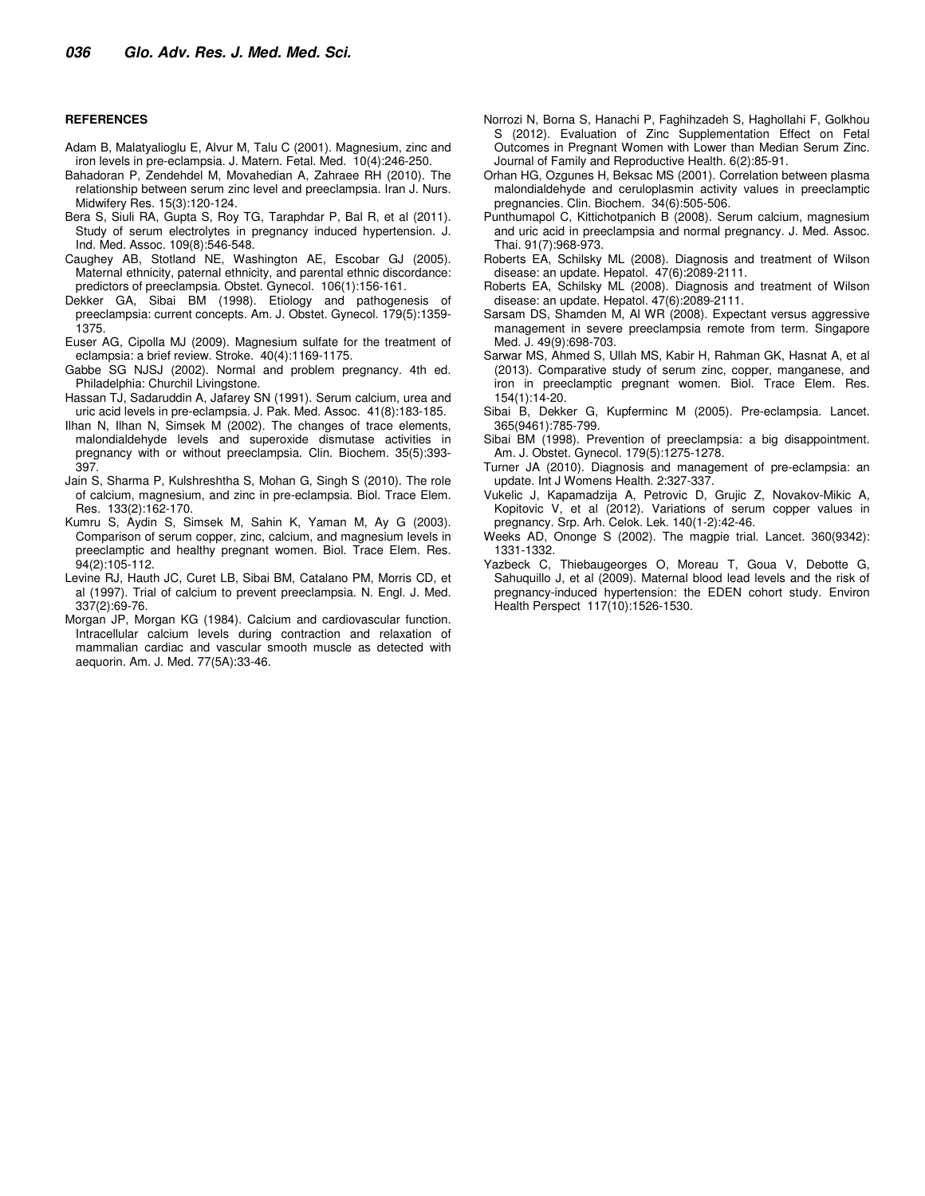**REFERENCES**

Adam B, Malatyalioglu E, Alvur M, Talu C (2001). Magnesium, zinc and iron levels in pre-eclampsia. J. Matern. Fetal. Med. 10(4):246-250.

Bahadoran P, Zendehdel M, Movahedian A, Zahraee RH (2010). The relationship between serum zinc level and preeclampsia. Iran J. Nurs. Midwifery Res. 15(3):120-124.

Bera S, Siuli RA, Gupta S, Roy TG, Taraphdar P, Bal R, et al (2011). Study of serum electrolytes in pregnancy induced hypertension. J. Ind. Med. Assoc. 109(8):546-548.

Caughey AB, Stotland NE, Washington AE, Escobar GJ (2005). Maternal ethnicity, paternal ethnicity, and parental ethnic discordance: predictors of preeclampsia. Obstet. Gynecol. 106(1):156-161.

Dekker GA, Sibai BM (1998). Etiology and pathogenesis of preeclampsia: current concepts. Am. J. Obstet. Gynecol. 179(5):1359-1375.

Euser AG, Cipolla MJ (2009). Magnesium sulfate for the treatment of eclampsia: a brief review. Stroke. 40(4):1169-1175.

Gabbe SG NJSJ (2002). Normal and problem pregnancy. 4th ed. Philadelphia: Churchil Livingstone.

Hassan TJ, Sadaruddin A, Jafarey SN (1991). Serum calcium, urea and uric acid levels in pre-eclampsia. J. Pak. Med. Assoc. 41(8):183-185.

Ilhan N, Ilhan N, Simsek M (2002). The changes of trace elements, malondialdehyde levels and superoxide dismutase activities in pregnancy with or without preeclampsia. Clin. Biochem. 35(5):393-397.

Jain S, Sharma P, Kulshreshtha S, Mohan G, Singh S (2010). The role of calcium, magnesium, and zinc in pre-eclampsia. Biol. Trace Elem. Res. 133(2):162-170.

Kumru S, Aydin S, Simsek M, Sahin K, Yaman M, Ay G (2003). Comparison of serum copper, zinc, calcium, and magnesium levels in preeclamptic and healthy pregnant women. Biol. Trace Elem. Res. 94(2):105-112.

Levine RJ, Hauth JC, Curet LB, Sibai BM, Catalano PM, Morris CD, et al (1997). Trial of calcium to prevent preeclampsia. N. Engl. J. Med. 337(2):69-76.

Morgan JP, Morgan KG (1984). Calcium and cardiovascular function. Intracellular calcium levels during contraction and relaxation of mammalian cardiac and vascular smooth muscle as detected with aequorin. Am. J. Med. 77(5A):33-46.

Norrozi N, Borna S, Hanachi P, Faghihzadeh S, Haghollahi F, Golkhou S (2012). Evaluation of Zinc Supplementation Effect on Fetal Outcomes in Pregnant Women with Lower than Median Serum Zinc. Journal of Family and Reproductive Health. 6(2):85-91.

Orhan HG, Ozgunes H, Beksac MS (2001). Correlation between plasma malondialdehyde and ceruloplasmin activity values in preeclamptic pregnancies. Clin. Biochem. 34(6):505-506.

Punthumapol C, Kittichotpanich B (2008). Serum calcium, magnesium and uric acid in preeclampsia and normal pregnancy. J. Med. Assoc. Thai. 91(7):968-973.

Roberts EA, Schilsky ML (2008). Diagnosis and treatment of Wilson disease: an update. Hepatol. 47(6):2089-2111.

Roberts EA, Schilsky ML (2008). Diagnosis and treatment of Wilson disease: an update. Hepatol. 47(6):2089-2111.

Sarsam DS, Shamden M, Al WR (2008). Expectant versus aggressive management in severe preeclampsia remote from term. Singapore Med. J. 49(9):698-703.

Sarwar MS, Ahmed S, Ullah MS, Kabir H, Rahman GK, Hasnat A, et al (2013). Comparative study of serum zinc, copper, manganese, and iron in preeclamptic pregnant women. Biol. Trace Elem. Res. 154(1):14-20.

Sibai B, Dekker G, Kupferminc M (2005). Pre-eclampsia. Lancet. 365(9461):785-799.

Sibai BM (1998). Prevention of preeclampsia: a big disappointment. Am. J. Obstet. Gynecol. 179(5):1275-1278.

Turner JA (2010). Diagnosis and management of pre-eclampsia: an update. Int J Womens Health. 2:327-337.

Vukelic J, Kapamadzija A, Petrovic D, Grujic Z, Novakov-Mikic A, Kopitovic V, et al (2012). Variations of serum copper values in pregnancy. Srp. Arh. Celok. Lek. 140(1-2):42-46.

Weeks AD, Ononge S (2002). The magpie trial. Lancet. 360(9342): 1331-1332.

Yazbeck C, Thiebaugeorges O, Moreau T, Goua V, Debotte G, Sahuquillo J, et al (2009). Maternal blood lead levels and the risk of pregnancy-induced hypertension: the EDEN cohort study. Environ Health Perspect 117(10):1526-1530.